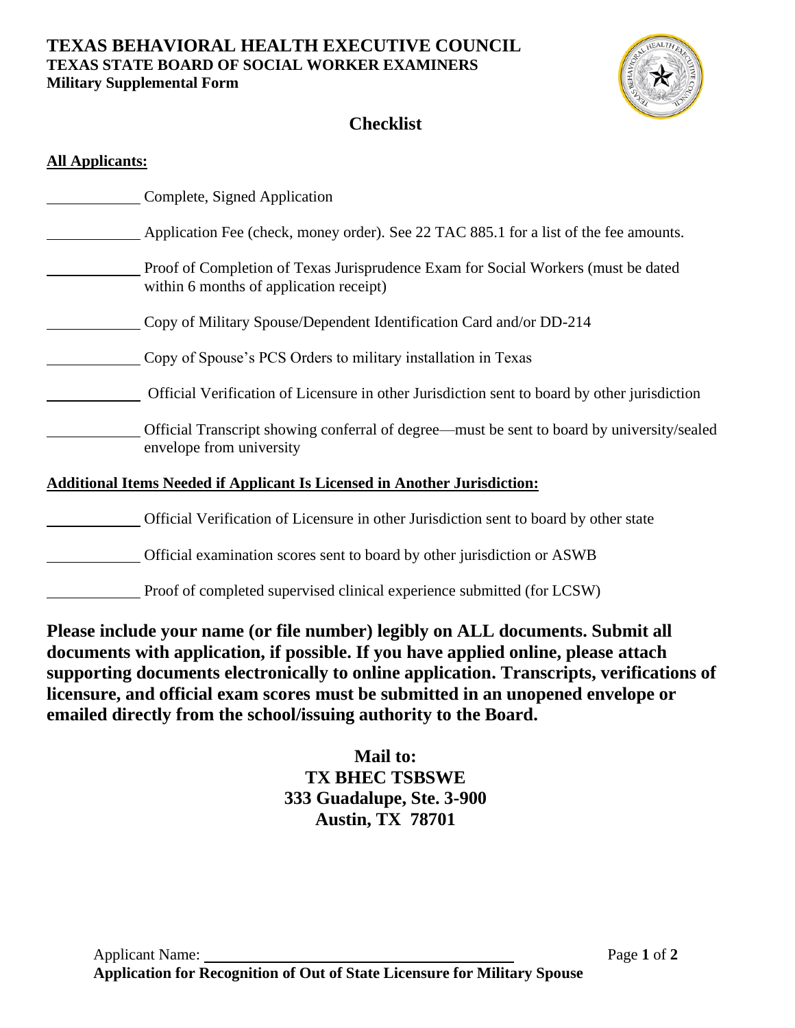# TEXAS BEHAVIORAL HEALTH EXECUTIVE COUNCIL

## TEXAS STATE BOARD OF SOCIAL WORKER EXAMINERS

**Military Supplemental Form**

## Checklist

**All Applicants:**

\_\_\_\_\_\_\_\_\_\_\_\_ Complete, Signed Application

\_\_\_\_\_\_\_\_\_\_\_\_ Application Fee (check, money order). See 22 TAC 885.1 for a list of the fee amounts.

\_\_\_\_\_\_\_\_\_\_\_\_ Proof of Completion of Texas Jurisprudence Exam for Social Workers (must be dated within 6 months of application receipt)

\_\_\_\_\_\_\_\_\_\_\_\_ Copy of Military Spouse/Dependent Identification Card and/or DD-214

\_\_\_\_\_\_\_\_\_\_\_\_ Copy of Spouse's PCS Orders to military installation in Texas

\_\_\_\_\_\_\_\_\_\_\_\_ Official Verification of Licensure in other Jurisdiction sent to board by other jurisdiction

\_\_\_\_\_\_\_\_\_\_\_\_ Official Transcript showing conferral of degree—must be sent to board by university/sealed envelope from university

**Additional Items Needed if Applicant Is Licensed in Another Jurisdiction:**

\_\_\_\_\_\_\_\_\_\_\_\_ Official Verification of Licensure in other Jurisdiction sent to board by other state

\_\_\_\_\_\_\_\_\_\_\_\_ Official examination scores sent to board by other jurisdiction or ASWB

\_\_\_\_\_\_\_\_\_\_\_\_ Proof of completed supervised clinical experience submitted (for LCSW)

**Please include your name (or file number) legibly on ALL documents. Submit all documents with application, if possible. If you have applied online, please attach supporting documents electronically to online application. Transcripts, verifications of licensure, and official exam scores must be submitted in an unopened envelope or emailed directly from the school/issuing authority to the Board.**

**Mail to:**
**TX BHEC TSBSWE**
**333 Guadalupe, Ste. 3-900**
**Austin, TX 78701**

Applicant Name: \_\_\_\_\_\_\_\_\_\_\_\_\_\_\_\_\_\_\_\_\_\_\_\_\_\_\_\_\_\_\_\_\_\_\_\_

**Application for Recognition of Out of State Licensure for Military Spouse**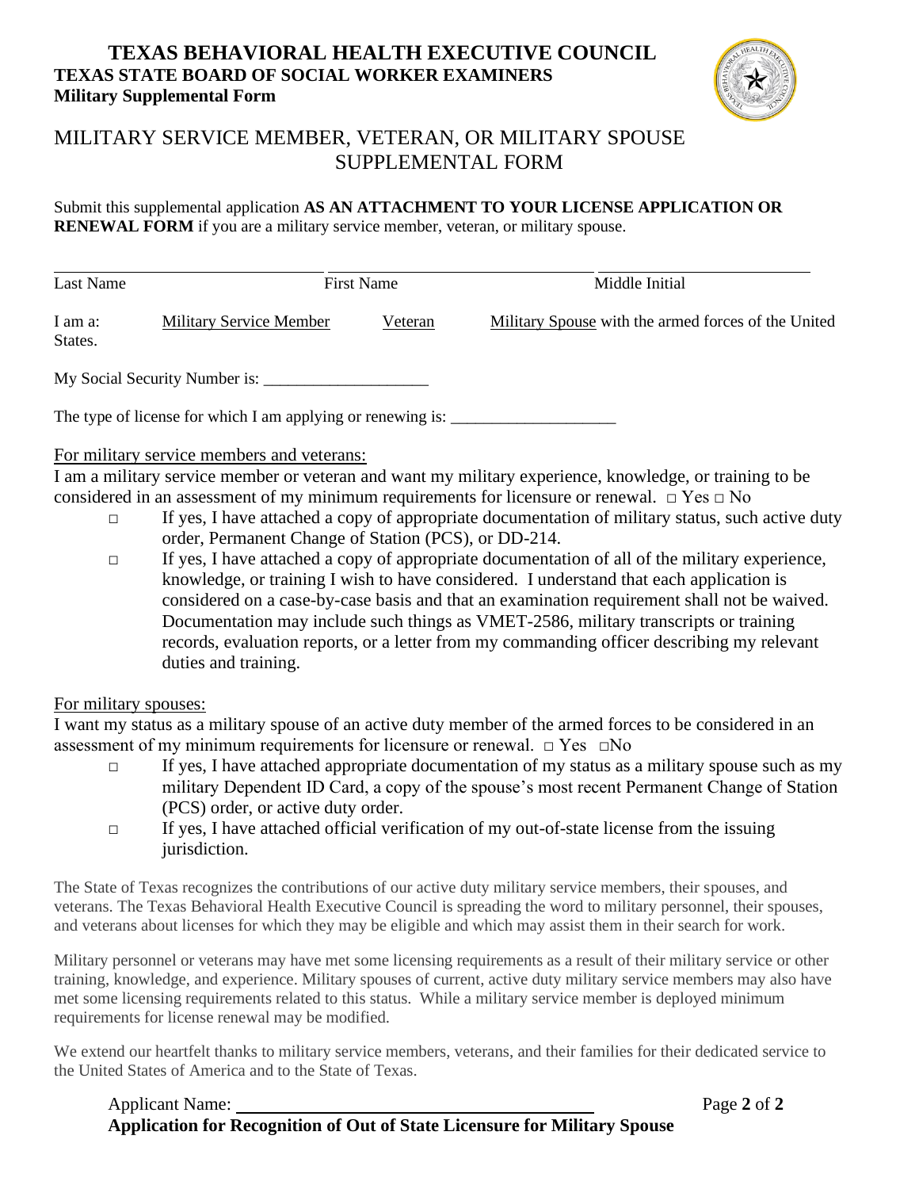# TEXAS BEHAVIORAL HEALTH EXECUTIVE COUNCIL

## TEXAS STATE BOARD OF SOCIAL WORKER EXAMINERS

**Military Supplemental Form**

## MILITARY SERVICE MEMBER, VETERAN, OR MILITARY SPOUSE SUPPLEMENTAL FORM

Submit this supplemental application **AS AN ATTACHMENT TO YOUR LICENSE APPLICATION OR RENEWAL FORM** if you are a military service member, veteran, or military spouse.

| Last Name | First Name | Middle Initial |
|---|---|---|
| | | |

I am a: Military Service Member Veteran Military Spouse with the armed forces of the United States.

My Social Security Number is: ____________________

The type of license for which I am applying or renewing is: ____________________

For military service members and veterans:

I am a military service member or veteran and want my military experience, knowledge, or training to be considered in an assessment of my minimum requirements for licensure or renewal. □ Yes □ No

- □ If yes, I have attached a copy of appropriate documentation of military status, such active duty order, Permanent Change of Station (PCS), or DD-214.
- □ If yes, I have attached a copy of appropriate documentation of all of the military experience, knowledge, or training I wish to have considered. I understand that each application is considered on a case-by-case basis and that an examination requirement shall not be waived. Documentation may include such things as VMET-2586, military transcripts or training records, evaluation reports, or a letter from my commanding officer describing my relevant duties and training.

For military spouses:

I want my status as a military spouse of an active duty member of the armed forces to be considered in an assessment of my minimum requirements for licensure or renewal. □ Yes □No

- □ If yes, I have attached appropriate documentation of my status as a military spouse such as my military Dependent ID Card, a copy of the spouse's most recent Permanent Change of Station (PCS) order, or active duty order.
- □ If yes, I have attached official verification of my out-of-state license from the issuing jurisdiction.

The State of Texas recognizes the contributions of our active duty military service members, their spouses, and veterans. The Texas Behavioral Health Executive Council is spreading the word to military personnel, their spouses, and veterans about licenses for which they may be eligible and which may assist them in their search for work.

Military personnel or veterans may have met some licensing requirements as a result of their military service or other training, knowledge, and experience. Military spouses of current, active duty military service members may also have met some licensing requirements related to this status. While a military service member is deployed minimum requirements for license renewal may be modified.

We extend our heartfelt thanks to military service members, veterans, and their families for their dedicated service to the United States of America and to the State of Texas.

Applicant Name: ________________________________________

**Application for Recognition of Out of State Licensure for Military Spouse**